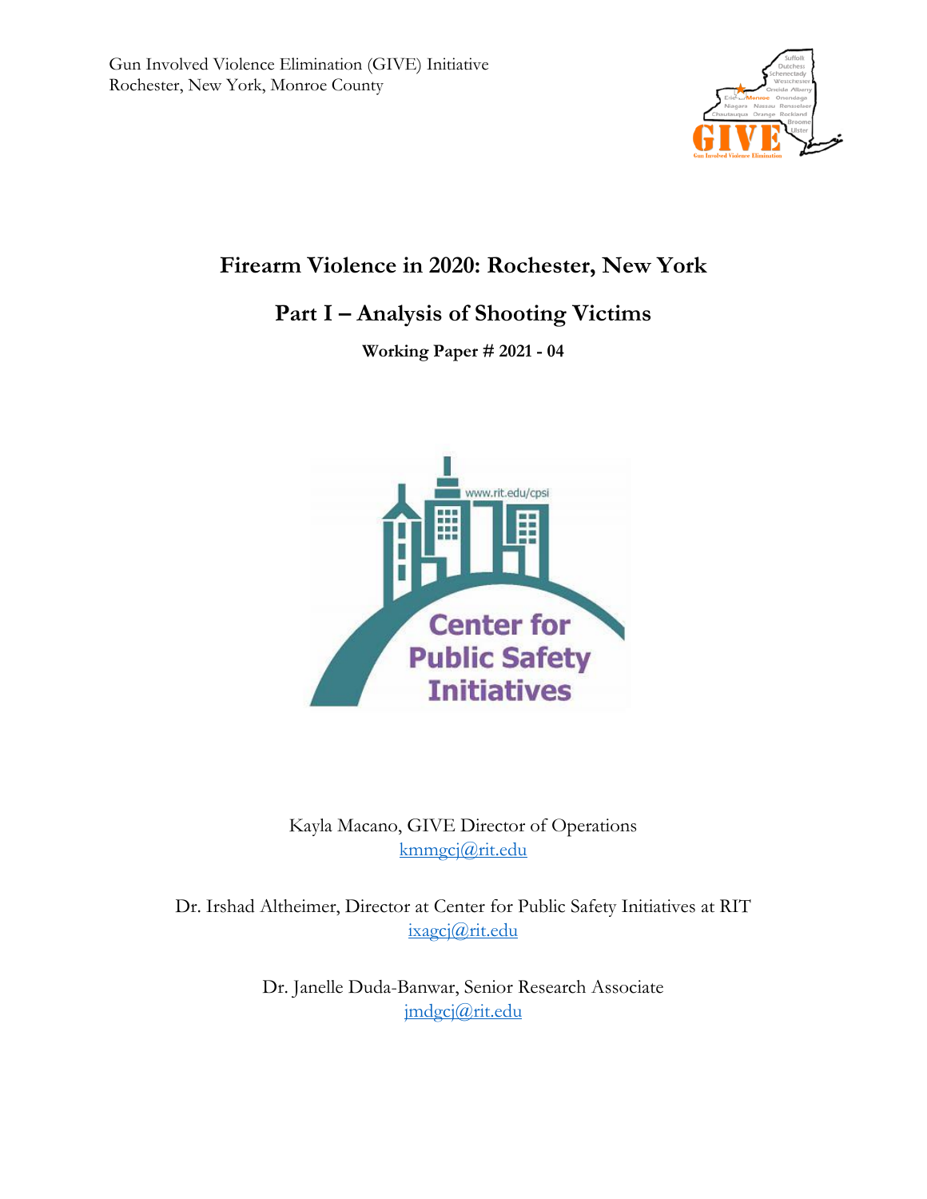Gun Involved Violence Elimination (GIVE) Initiative
Rochester, New York, Monroe County

# Firearm Violence in 2020: Rochester, New York

## Part I – Analysis of Shooting Victims

**Working Paper # 2021 - 04**

Kayla Macano, GIVE Director of Operations
kmmgcj@rit.edu

Dr. Irshad Altheimer, Director at Center for Public Safety Initiatives at RIT
ixagcj@rit.edu

Dr. Janelle Duda-Banwar, Senior Research Associate
jmdgcj@rit.edu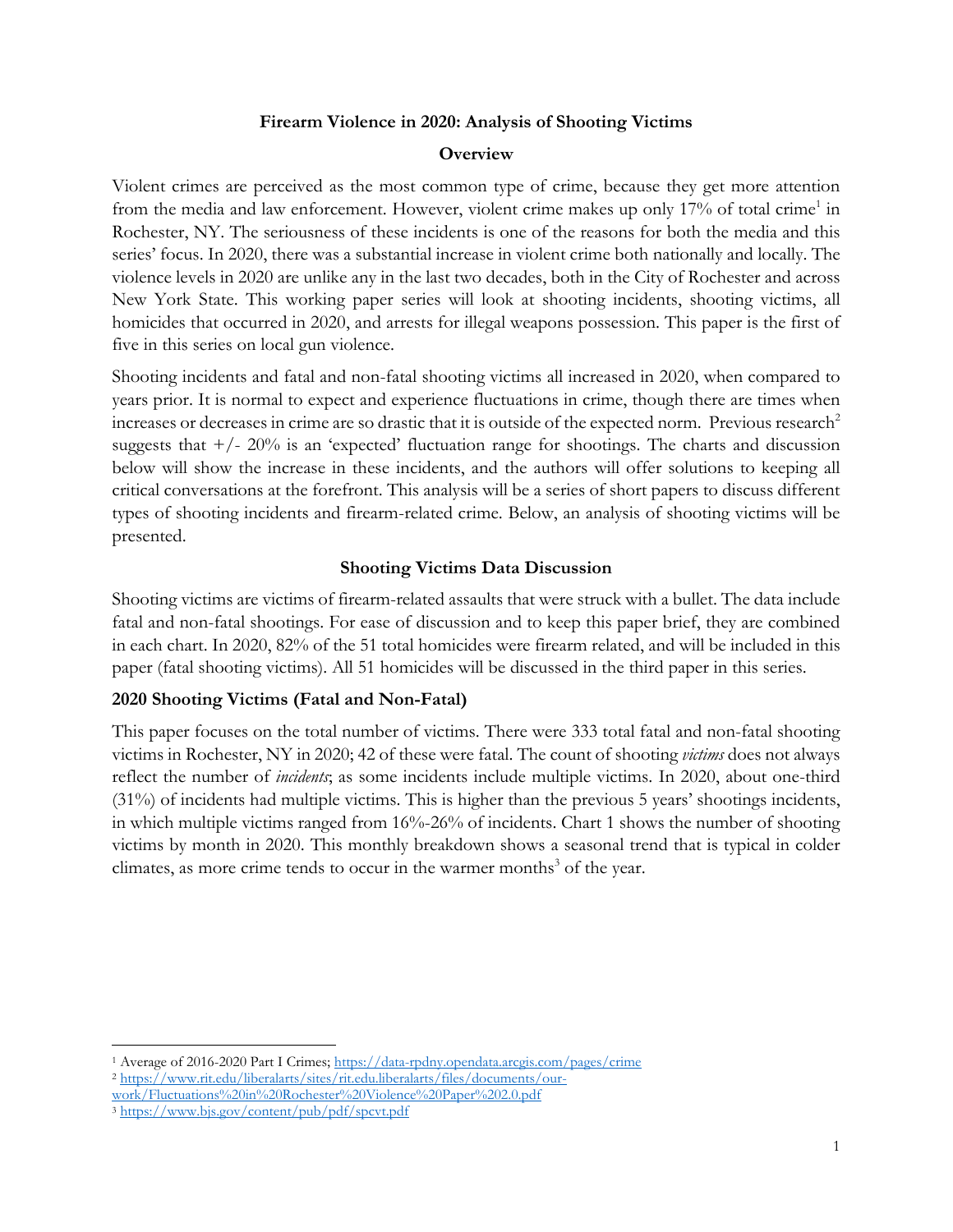**Firearm Violence in 2020: Analysis of Shooting Victims**

**Overview**

Violent crimes are perceived as the most common type of crime, because they get more attention from the media and law enforcement. However, violent crime makes up only 17% of total crime[1] in Rochester, NY. The seriousness of these incidents is one of the reasons for both the media and this series' focus. In 2020, there was a substantial increase in violent crime both nationally and locally. The violence levels in 2020 are unlike any in the last two decades, both in the City of Rochester and across New York State. This working paper series will look at shooting incidents, shooting victims, all homicides that occurred in 2020, and arrests for illegal weapons possession. This paper is the first of five in this series on local gun violence.

Shooting incidents and fatal and non-fatal shooting victims all increased in 2020, when compared to years prior. It is normal to expect and experience fluctuations in crime, though there are times when increases or decreases in crime are so drastic that it is outside of the expected norm. Previous research[2] suggests that +/- 20% is an 'expected' fluctuation range for shootings. The charts and discussion below will show the increase in these incidents, and the authors will offer solutions to keeping all critical conversations at the forefront. This analysis will be a series of short papers to discuss different types of shooting incidents and firearm-related crime. Below, an analysis of shooting victims will be presented.

**Shooting Victims Data Discussion**

Shooting victims are victims of firearm-related assaults that were struck with a bullet. The data include fatal and non-fatal shootings. For ease of discussion and to keep this paper brief, they are combined in each chart. In 2020, 82% of the 51 total homicides were firearm related, and will be included in this paper (fatal shooting victims). All 51 homicides will be discussed in the third paper in this series.

### 2020 Shooting Victims (Fatal and Non-Fatal)

This paper focuses on the total number of victims. There were 333 total fatal and non-fatal shooting victims in Rochester, NY in 2020; 42 of these were fatal. The count of shooting *victims* does not always reflect the number of *incidents*; as some incidents include multiple victims. In 2020, about one-third (31%) of incidents had multiple victims. This is higher than the previous 5 years' shootings incidents, in which multiple victims ranged from 16%-26% of incidents. Chart 1 shows the number of shooting victims by month in 2020. This monthly breakdown shows a seasonal trend that is typical in colder climates, as more crime tends to occur in the warmer months[3] of the year.

---

[1] Average of 2016-2020 Part I Crimes; https://data-rpdny.opendata.arcgis.com/pages/crime

[2] https://www.rit.edu/liberalarts/sites/rit.edu.liberalarts/files/documents/our-work/Fluctuations%20in%20Rochester%20Violence%20Paper%202.0.pdf

[3] https://www.bjs.gov/content/pub/pdf/spcvt.pdf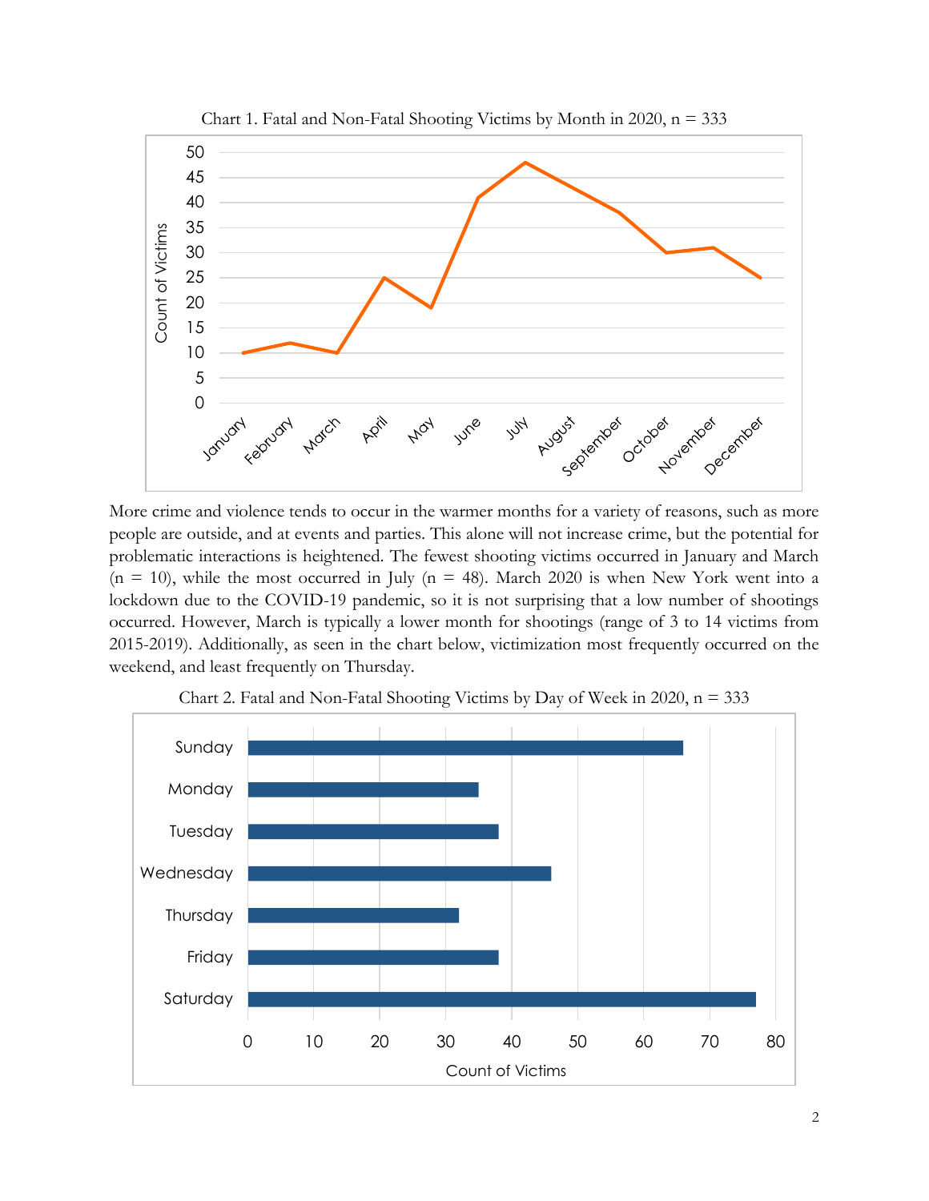Chart 1. Fatal and Non-Fatal Shooting Victims by Month in 2020, n = 333

More crime and violence tends to occur in the warmer months for a variety of reasons, such as more people are outside, and at events and parties. This alone will not increase crime, but the potential for problematic interactions is heightened. The fewest shooting victims occurred in January and March (n = 10), while the most occurred in July (n = 48). March 2020 is when New York went into a lockdown due to the COVID-19 pandemic, so it is not surprising that a low number of shootings occurred. However, March is typically a lower month for shootings (range of 3 to 14 victims from 2015-2019). Additionally, as seen in the chart below, victimization most frequently occurred on the weekend, and least frequently on Thursday.

Chart 2. Fatal and Non-Fatal Shooting Victims by Day of Week in 2020, n = 333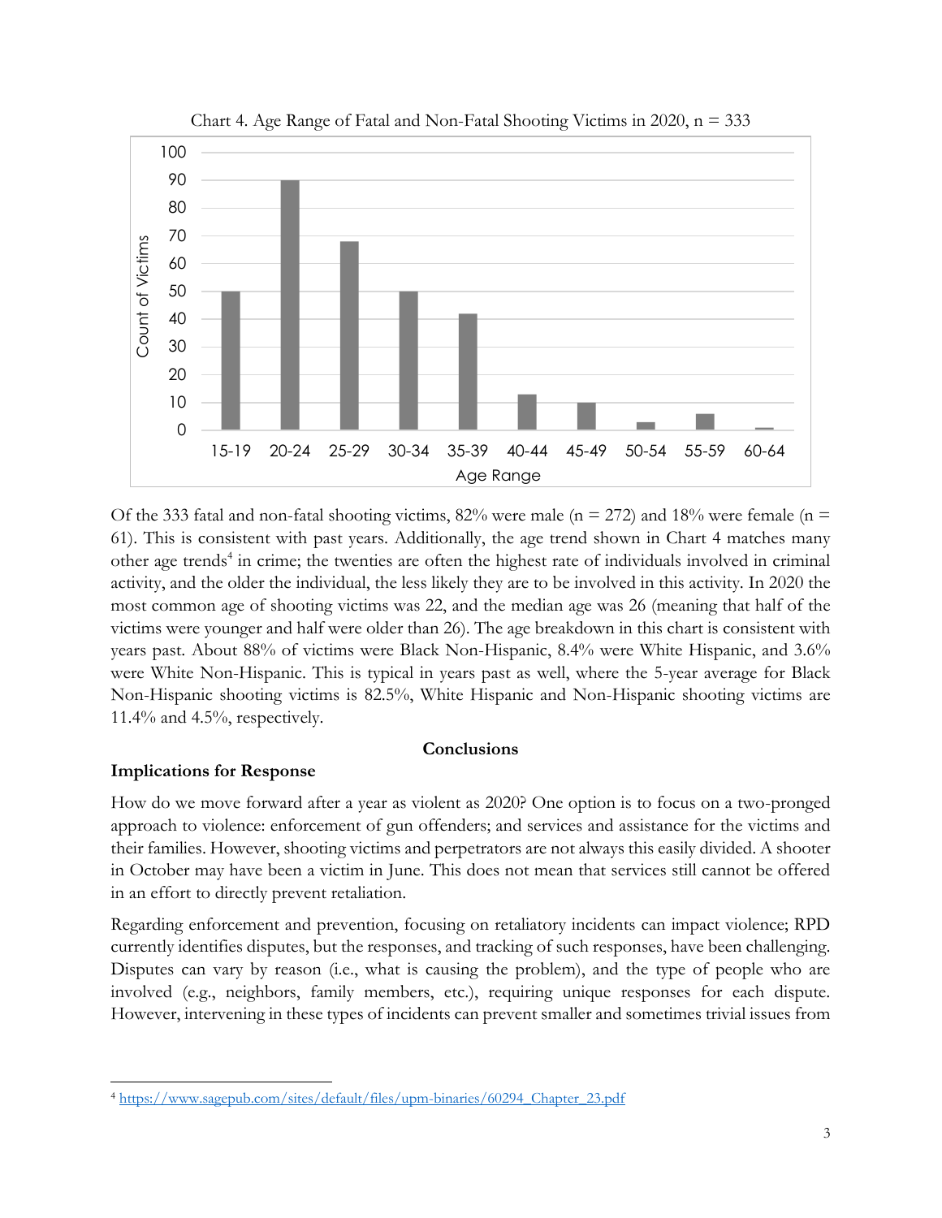Chart 4. Age Range of Fatal and Non-Fatal Shooting Victims in 2020, n = 333

Of the 333 fatal and non-fatal shooting victims, 82% were male (n = 272) and 18% were female (n = 61). This is consistent with past years. Additionally, the age trend shown in Chart 4 matches many other age trends[4] in crime; the twenties are often the highest rate of individuals involved in criminal activity, and the older the individual, the less likely they are to be involved in this activity. In 2020 the most common age of shooting victims was 22, and the median age was 26 (meaning that half of the victims were younger and half were older than 26). The age breakdown in this chart is consistent with years past. About 88% of victims were Black Non-Hispanic, 8.4% were White Hispanic, and 3.6% were White Non-Hispanic. This is typical in years past as well, where the 5-year average for Black Non-Hispanic shooting victims is 82.5%, White Hispanic and Non-Hispanic shooting victims are 11.4% and 4.5%, respectively.

## Conclusions

### Implications for Response

How do we move forward after a year as violent as 2020? One option is to focus on a two-pronged approach to violence: enforcement of gun offenders; and services and assistance for the victims and their families. However, shooting victims and perpetrators are not always this easily divided. A shooter in October may have been a victim in June. This does not mean that services still cannot be offered in an effort to directly prevent retaliation.

Regarding enforcement and prevention, focusing on retaliatory incidents can impact violence; RPD currently identifies disputes, but the responses, and tracking of such responses, have been challenging. Disputes can vary by reason (i.e., what is causing the problem), and the type of people who are involved (e.g., neighbors, family members, etc.), requiring unique responses for each dispute. However, intervening in these types of incidents can prevent smaller and sometimes trivial issues from

[4] https://www.sagepub.com/sites/default/files/upm-binaries/60294_Chapter_23.pdf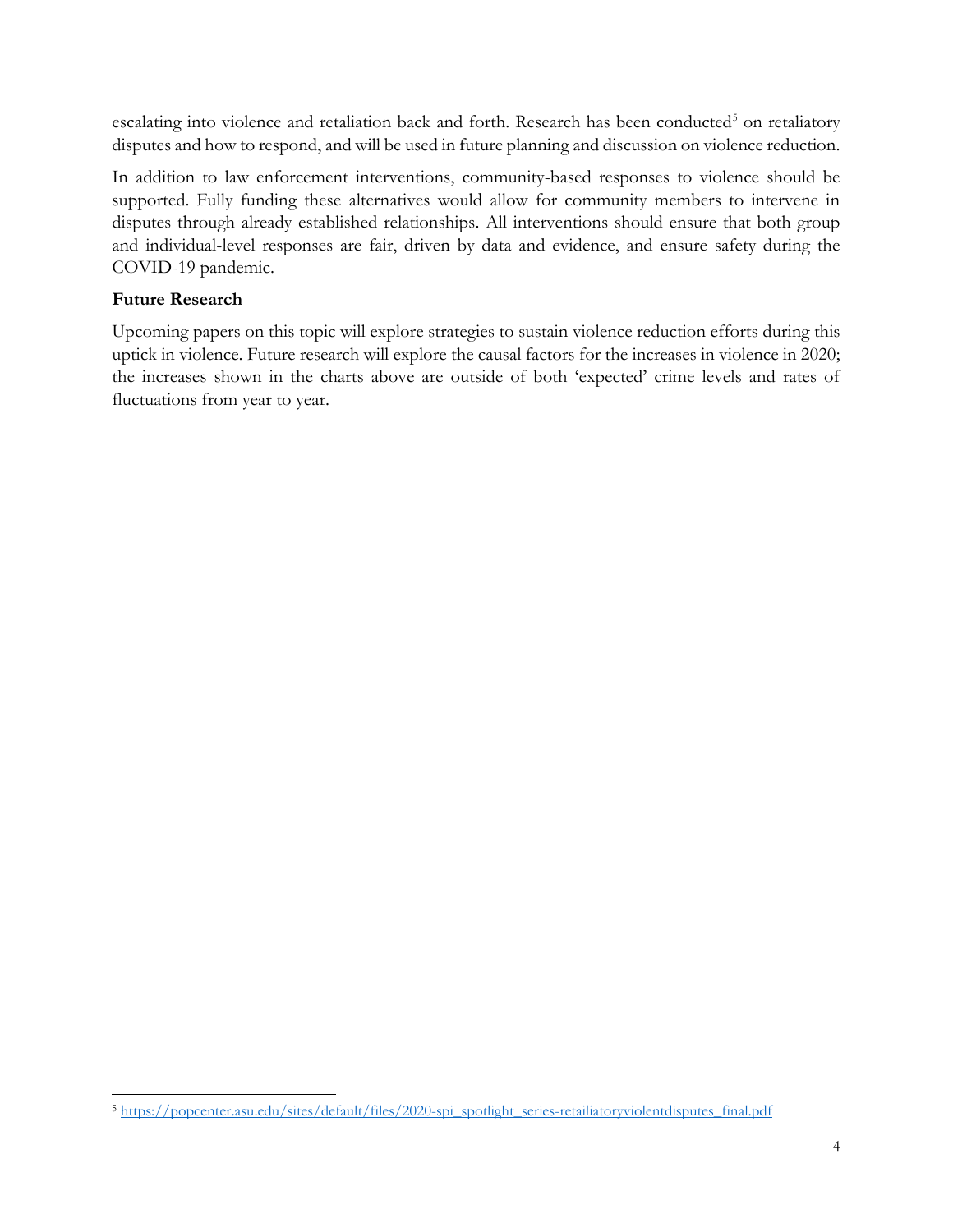escalating into violence and retaliation back and forth. Research has been conducted[5] on retaliatory disputes and how to respond, and will be used in future planning and discussion on violence reduction.

In addition to law enforcement interventions, community-based responses to violence should be supported. Fully funding these alternatives would allow for community members to intervene in disputes through already established relationships. All interventions should ensure that both group and individual-level responses are fair, driven by data and evidence, and ensure safety during the COVID-19 pandemic.

**Future Research**

Upcoming papers on this topic will explore strategies to sustain violence reduction efforts during this uptick in violence. Future research will explore the causal factors for the increases in violence in 2020; the increases shown in the charts above are outside of both 'expected' crime levels and rates of fluctuations from year to year.

---

[5] https://popcenter.asu.edu/sites/default/files/2020-spi_spotlight_series-retailiatoryviolentdisputes_final.pdf